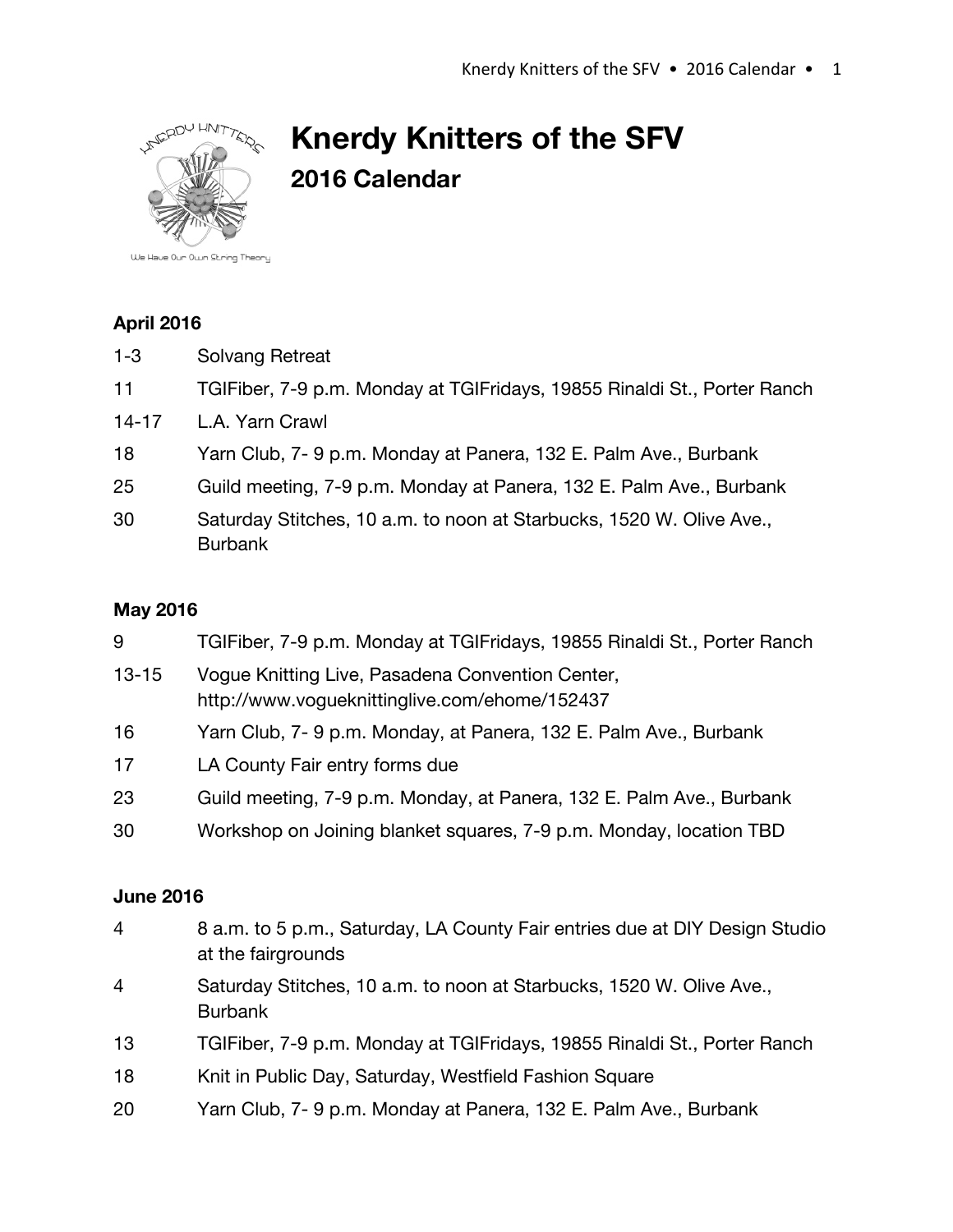# Knerdy Knitters of the SFV

## 2016 Calendar

### April 2016

| | |
|---|---|
| 1-3 | Solvang Retreat |
| 11 | TGIFiber, 7-9 p.m. Monday at TGIFridays, 19855 Rinaldi St., Porter Ranch |
| 14-17 | L.A. Yarn Crawl |
| 18 | Yarn Club, 7- 9 p.m. Monday at Panera, 132 E. Palm Ave., Burbank |
| 25 | Guild meeting, 7-9 p.m. Monday at Panera, 132 E. Palm Ave., Burbank |
| 30 | Saturday Stitches, 10 a.m. to noon at Starbucks, 1520 W. Olive Ave., Burbank |

### May 2016

| | |
|---|---|
| 9 | TGIFiber, 7-9 p.m. Monday at TGIFridays, 19855 Rinaldi St., Porter Ranch |
| 13-15 | Vogue Knitting Live, Pasadena Convention Center, http://www.vogueknittinglive.com/ehome/152437 |
| 16 | Yarn Club, 7- 9 p.m. Monday, at Panera, 132 E. Palm Ave., Burbank |
| 17 | LA County Fair entry forms due |
| 23 | Guild meeting, 7-9 p.m. Monday, at Panera, 132 E. Palm Ave., Burbank |
| 30 | Workshop on Joining blanket squares, 7-9 p.m. Monday, location TBD |

### June 2016

| | |
|---|---|
| 4 | 8 a.m. to 5 p.m., Saturday, LA County Fair entries due at DIY Design Studio at the fairgrounds |
| 4 | Saturday Stitches, 10 a.m. to noon at Starbucks, 1520 W. Olive Ave., Burbank |
| 13 | TGIFiber, 7-9 p.m. Monday at TGIFridays, 19855 Rinaldi St., Porter Ranch |
| 18 | Knit in Public Day, Saturday, Westfield Fashion Square |
| 20 | Yarn Club, 7- 9 p.m. Monday at Panera, 132 E. Palm Ave., Burbank |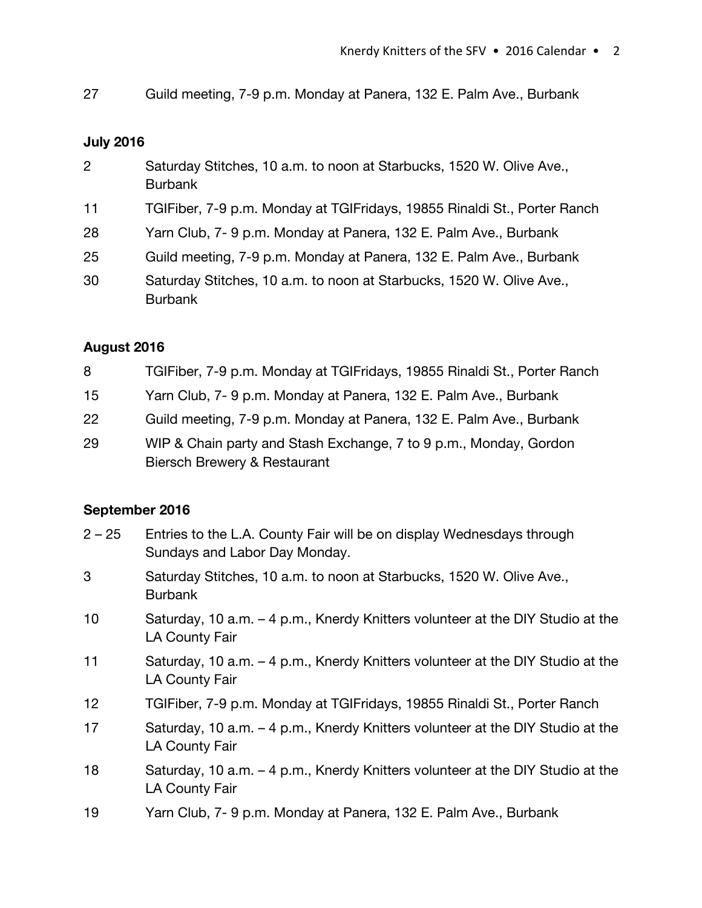27 Guild meeting, 7-9 p.m. Monday at Panera, 132 E. Palm Ave., Burbank

**July 2016**

2 Saturday Stitches, 10 a.m. to noon at Starbucks, 1520 W. Olive Ave., Burbank

11 TGIFiber, 7-9 p.m. Monday at TGIFridays, 19855 Rinaldi St., Porter Ranch

28 Yarn Club, 7- 9 p.m. Monday at Panera, 132 E. Palm Ave., Burbank

25 Guild meeting, 7-9 p.m. Monday at Panera, 132 E. Palm Ave., Burbank

30 Saturday Stitches, 10 a.m. to noon at Starbucks, 1520 W. Olive Ave., Burbank

**August 2016**

8 TGIFiber, 7-9 p.m. Monday at TGIFridays, 19855 Rinaldi St., Porter Ranch

15 Yarn Club, 7- 9 p.m. Monday at Panera, 132 E. Palm Ave., Burbank

22 Guild meeting, 7-9 p.m. Monday at Panera, 132 E. Palm Ave., Burbank

29 WIP & Chain party and Stash Exchange, 7 to 9 p.m., Monday, Gordon Biersch Brewery & Restaurant

**September 2016**

2 – 25 Entries to the L.A. County Fair will be on display Wednesdays through Sundays and Labor Day Monday.

3 Saturday Stitches, 10 a.m. to noon at Starbucks, 1520 W. Olive Ave., Burbank

10 Saturday, 10 a.m. – 4 p.m., Knerdy Knitters volunteer at the DIY Studio at the LA County Fair

11 Saturday, 10 a.m. – 4 p.m., Knerdy Knitters volunteer at the DIY Studio at the LA County Fair

12 TGIFiber, 7-9 p.m. Monday at TGIFridays, 19855 Rinaldi St., Porter Ranch

17 Saturday, 10 a.m. – 4 p.m., Knerdy Knitters volunteer at the DIY Studio at the LA County Fair

18 Saturday, 10 a.m. – 4 p.m., Knerdy Knitters volunteer at the DIY Studio at the LA County Fair

19 Yarn Club, 7- 9 p.m. Monday at Panera, 132 E. Palm Ave., Burbank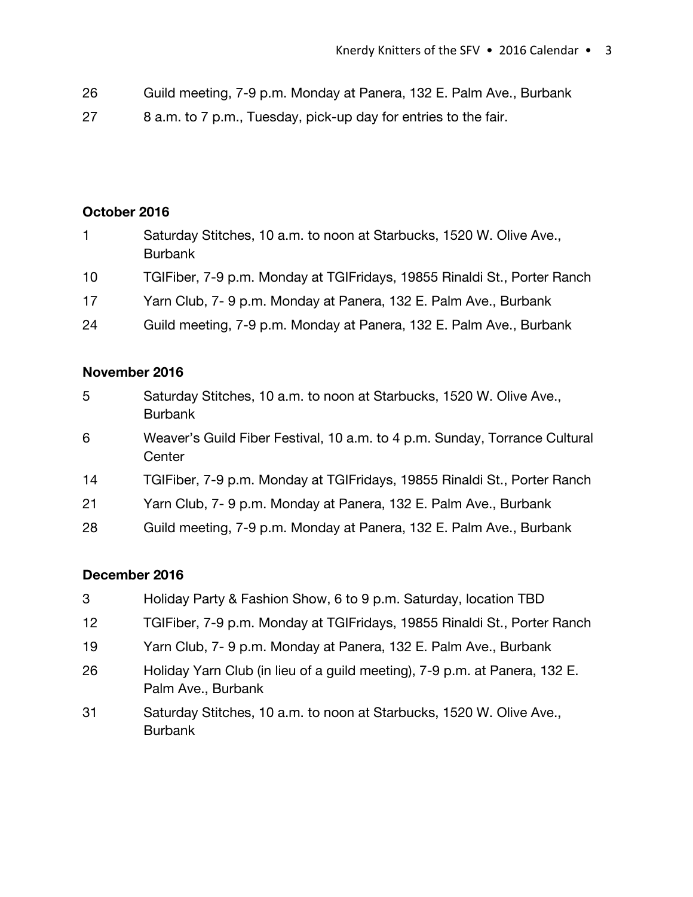| | |
|---|---|
| 26 | Guild meeting, 7-9 p.m. Monday at Panera, 132 E. Palm Ave., Burbank |
| 27 | 8 a.m. to 7 p.m., Tuesday, pick-up day for entries to the fair. |

**October 2016**

| | |
|---|---|
| 1 | Saturday Stitches, 10 a.m. to noon at Starbucks, 1520 W. Olive Ave., Burbank |
| 10 | TGIFiber, 7-9 p.m. Monday at TGIFridays, 19855 Rinaldi St., Porter Ranch |
| 17 | Yarn Club, 7- 9 p.m. Monday at Panera, 132 E. Palm Ave., Burbank |
| 24 | Guild meeting, 7-9 p.m. Monday at Panera, 132 E. Palm Ave., Burbank |

**November 2016**

| | |
|---|---|
| 5 | Saturday Stitches, 10 a.m. to noon at Starbucks, 1520 W. Olive Ave., Burbank |
| 6 | Weaver's Guild Fiber Festival, 10 a.m. to 4 p.m. Sunday, Torrance Cultural Center |
| 14 | TGIFiber, 7-9 p.m. Monday at TGIFridays, 19855 Rinaldi St., Porter Ranch |
| 21 | Yarn Club, 7- 9 p.m. Monday at Panera, 132 E. Palm Ave., Burbank |
| 28 | Guild meeting, 7-9 p.m. Monday at Panera, 132 E. Palm Ave., Burbank |

**December 2016**

| | |
|---|---|
| 3 | Holiday Party & Fashion Show, 6 to 9 p.m. Saturday, location TBD |
| 12 | TGIFiber, 7-9 p.m. Monday at TGIFridays, 19855 Rinaldi St., Porter Ranch |
| 19 | Yarn Club, 7- 9 p.m. Monday at Panera, 132 E. Palm Ave., Burbank |
| 26 | Holiday Yarn Club (in lieu of a guild meeting), 7-9 p.m. at Panera, 132 E. Palm Ave., Burbank |
| 31 | Saturday Stitches, 10 a.m. to noon at Starbucks, 1520 W. Olive Ave., Burbank |